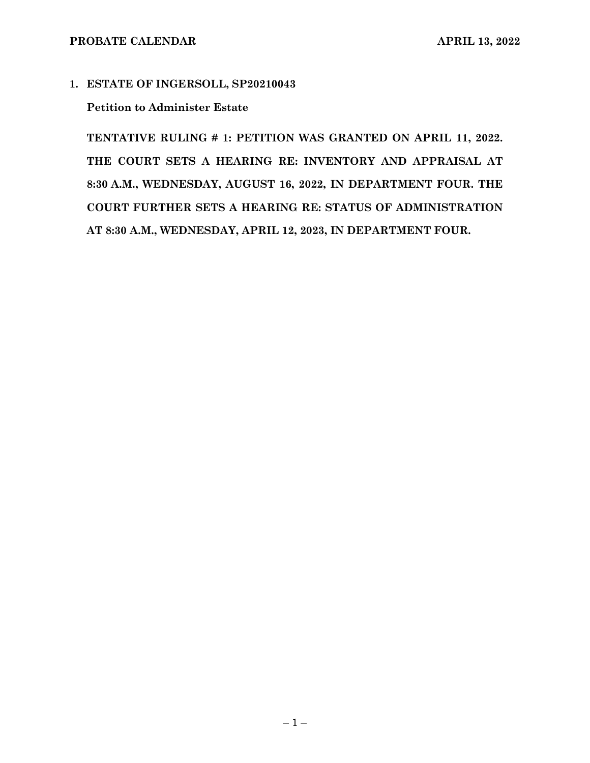**1. ESTATE OF INGERSOLL, SP20210043**

**Petition to Administer Estate**

**TENTATIVE RULING # 1: PETITION WAS GRANTED ON APRIL 11, 2022. THE COURT SETS A HEARING RE: INVENTORY AND APPRAISAL AT 8:30 A.M., WEDNESDAY, AUGUST 16, 2022, IN DEPARTMENT FOUR. THE COURT FURTHER SETS A HEARING RE: STATUS OF ADMINISTRATION AT 8:30 A.M., WEDNESDAY, APRIL 12, 2023, IN DEPARTMENT FOUR.**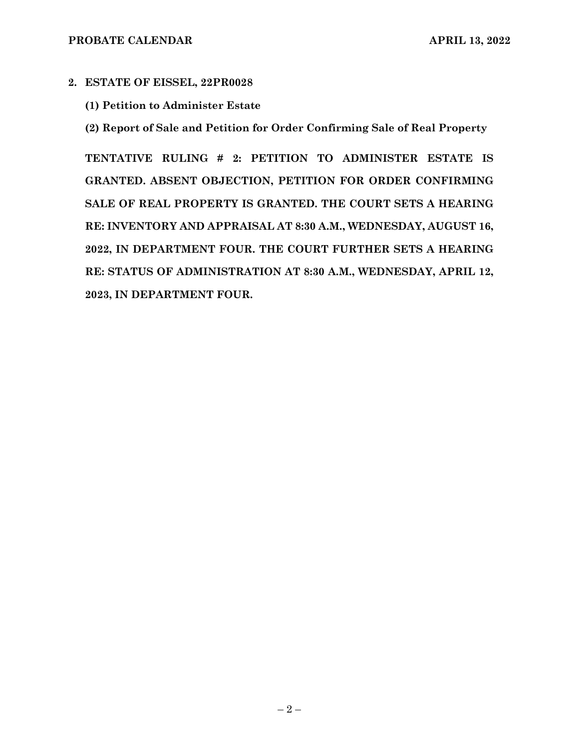**2. ESTATE OF EISSEL, 22PR0028**

**(1) Petition to Administer Estate**

**(2) Report of Sale and Petition for Order Confirming Sale of Real Property**

**TENTATIVE RULING # 2: PETITION TO ADMINISTER ESTATE IS GRANTED. ABSENT OBJECTION, PETITION FOR ORDER CONFIRMING SALE OF REAL PROPERTY IS GRANTED. THE COURT SETS A HEARING RE: INVENTORY AND APPRAISAL AT 8:30 A.M., WEDNESDAY, AUGUST 16, 2022, IN DEPARTMENT FOUR. THE COURT FURTHER SETS A HEARING RE: STATUS OF ADMINISTRATION AT 8:30 A.M., WEDNESDAY, APRIL 12, 2023, IN DEPARTMENT FOUR.**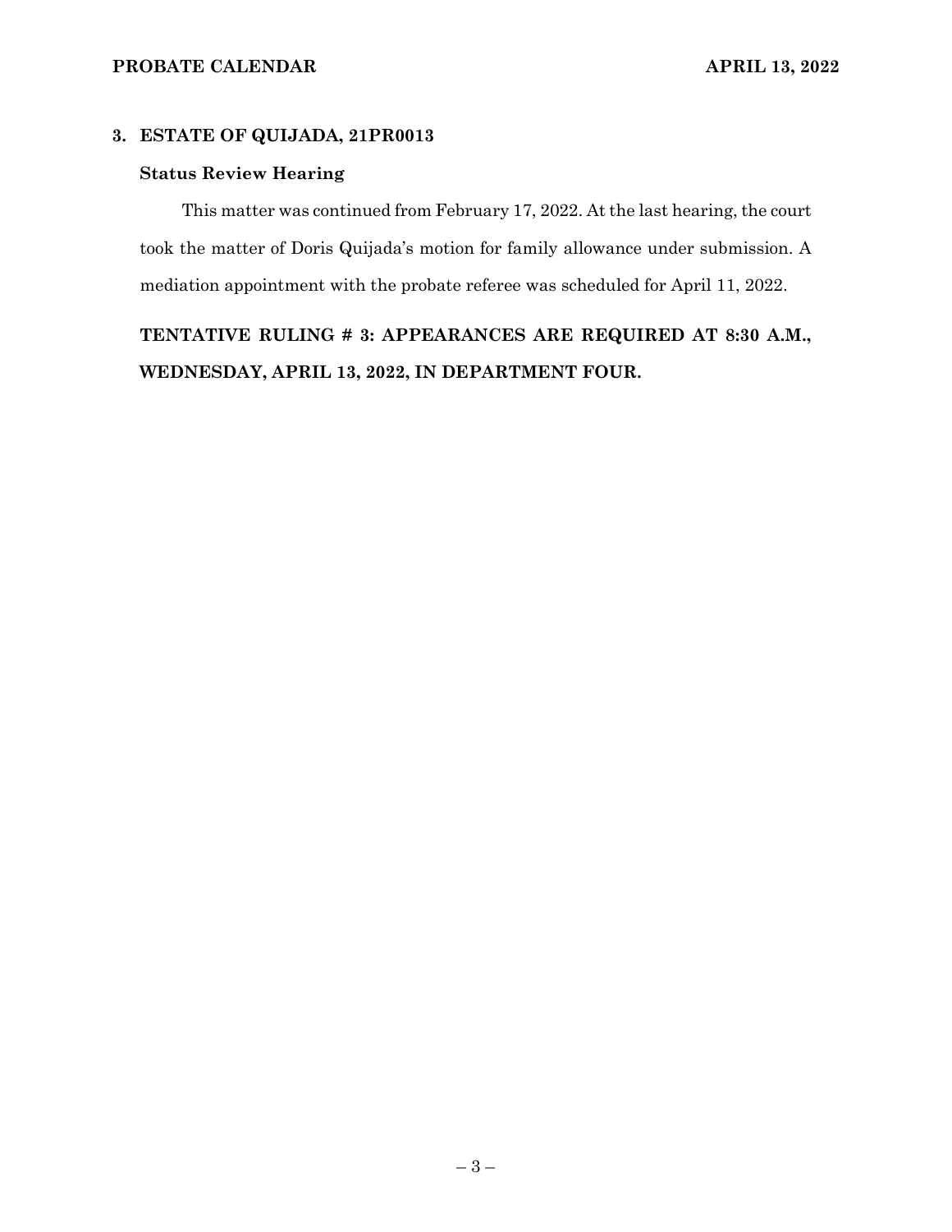### 3. ESTATE OF QUIJADA, 21PR0013

**Status Review Hearing**

This matter was continued from February 17, 2022. At the last hearing, the court took the matter of Doris Quijada's motion for family allowance under submission. A mediation appointment with the probate referee was scheduled for April 11, 2022.

**TENTATIVE RULING # 3: APPEARANCES ARE REQUIRED AT 8:30 A.M., WEDNESDAY, APRIL 13, 2022, IN DEPARTMENT FOUR.**